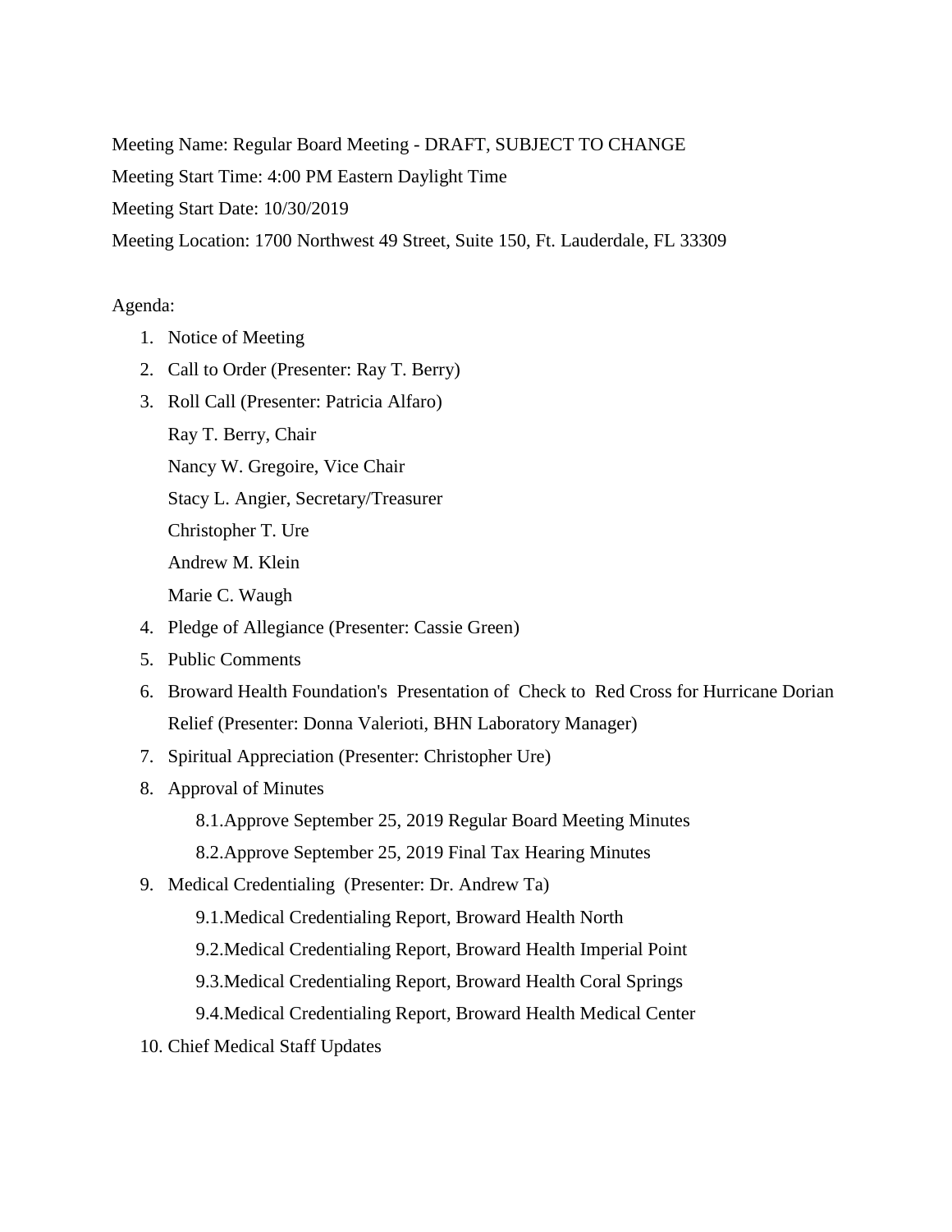Meeting Name: Regular Board Meeting - DRAFT, SUBJECT TO CHANGE

Meeting Start Time: 4:00 PM Eastern Daylight Time

Meeting Start Date: 10/30/2019

Meeting Location: 1700 Northwest 49 Street, Suite 150, Ft. Lauderdale, FL 33309

Agenda:

1. Notice of Meeting
2. Call to Order (Presenter: Ray T. Berry)
3. Roll Call (Presenter: Patricia Alfaro)

   Ray T. Berry, Chair

   Nancy W. Gregoire, Vice Chair

   Stacy L. Angier, Secretary/Treasurer

   Christopher T. Ure

   Andrew M. Klein

   Marie C. Waugh
4. Pledge of Allegiance (Presenter: Cassie Green)
5. Public Comments
6. Broward Health Foundation's Presentation of Check to Red Cross for Hurricane Dorian Relief (Presenter: Donna Valerioti, BHN Laboratory Manager)
7. Spiritual Appreciation (Presenter: Christopher Ure)
8. Approval of Minutes

   8.1. Approve September 25, 2019 Regular Board Meeting Minutes

   8.2. Approve September 25, 2019 Final Tax Hearing Minutes
9. Medical Credentialing (Presenter: Dr. Andrew Ta)

   9.1. Medical Credentialing Report, Broward Health North

   9.2. Medical Credentialing Report, Broward Health Imperial Point

   9.3. Medical Credentialing Report, Broward Health Coral Springs

   9.4. Medical Credentialing Report, Broward Health Medical Center
10. Chief Medical Staff Updates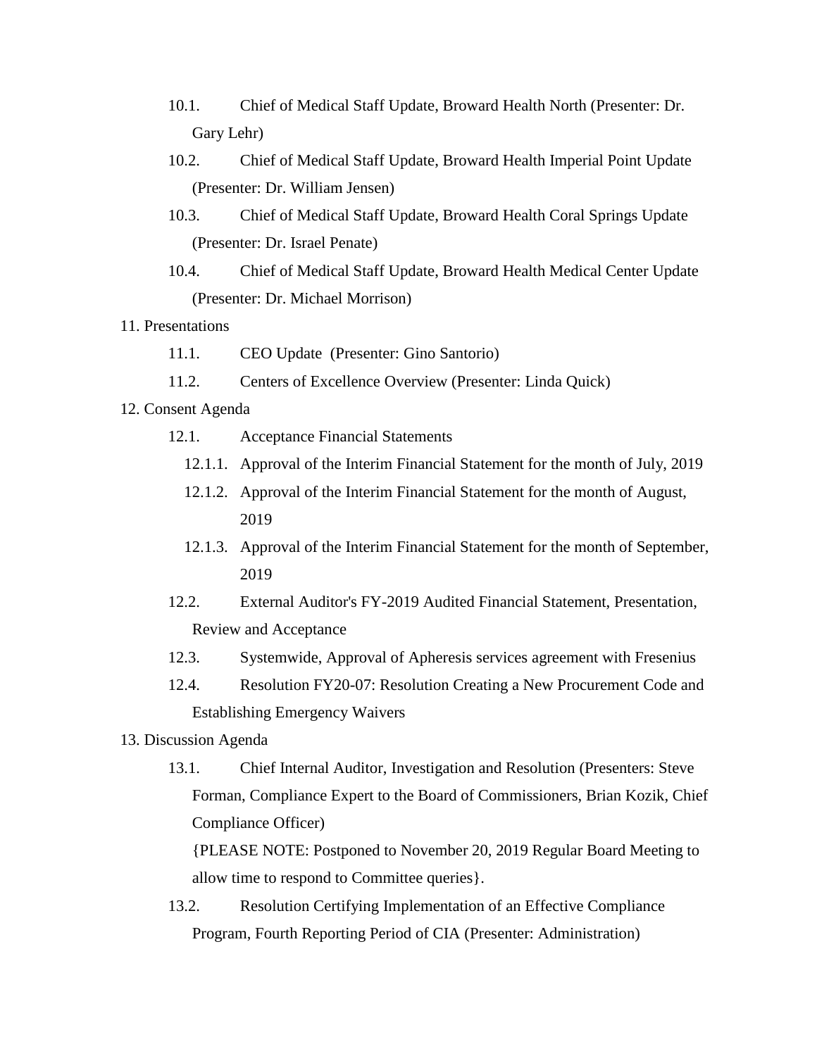- 10.1. Chief of Medical Staff Update, Broward Health North (Presenter: Dr. Gary Lehr)
- 10.2. Chief of Medical Staff Update, Broward Health Imperial Point Update (Presenter: Dr. William Jensen)
- 10.3. Chief of Medical Staff Update, Broward Health Coral Springs Update (Presenter: Dr. Israel Penate)
- 10.4. Chief of Medical Staff Update, Broward Health Medical Center Update (Presenter: Dr. Michael Morrison)

11. Presentations
   - 11.1. CEO Update (Presenter: Gino Santorio)
   - 11.2. Centers of Excellence Overview (Presenter: Linda Quick)

12. Consent Agenda
   - 12.1. Acceptance Financial Statements
     - 12.1.1. Approval of the Interim Financial Statement for the month of July, 2019
     - 12.1.2. Approval of the Interim Financial Statement for the month of August, 2019
     - 12.1.3. Approval of the Interim Financial Statement for the month of September, 2019
   - 12.2. External Auditor's FY-2019 Audited Financial Statement, Presentation, Review and Acceptance
   - 12.3. Systemwide, Approval of Apheresis services agreement with Fresenius
   - 12.4. Resolution FY20-07: Resolution Creating a New Procurement Code and Establishing Emergency Waivers

13. Discussion Agenda
   - 13.1. Chief Internal Auditor, Investigation and Resolution (Presenters: Steve Forman, Compliance Expert to the Board of Commissioners, Brian Kozik, Chief Compliance Officer)

     {PLEASE NOTE: Postponed to November 20, 2019 Regular Board Meeting to allow time to respond to Committee queries}.
   - 13.2. Resolution Certifying Implementation of an Effective Compliance Program, Fourth Reporting Period of CIA (Presenter: Administration)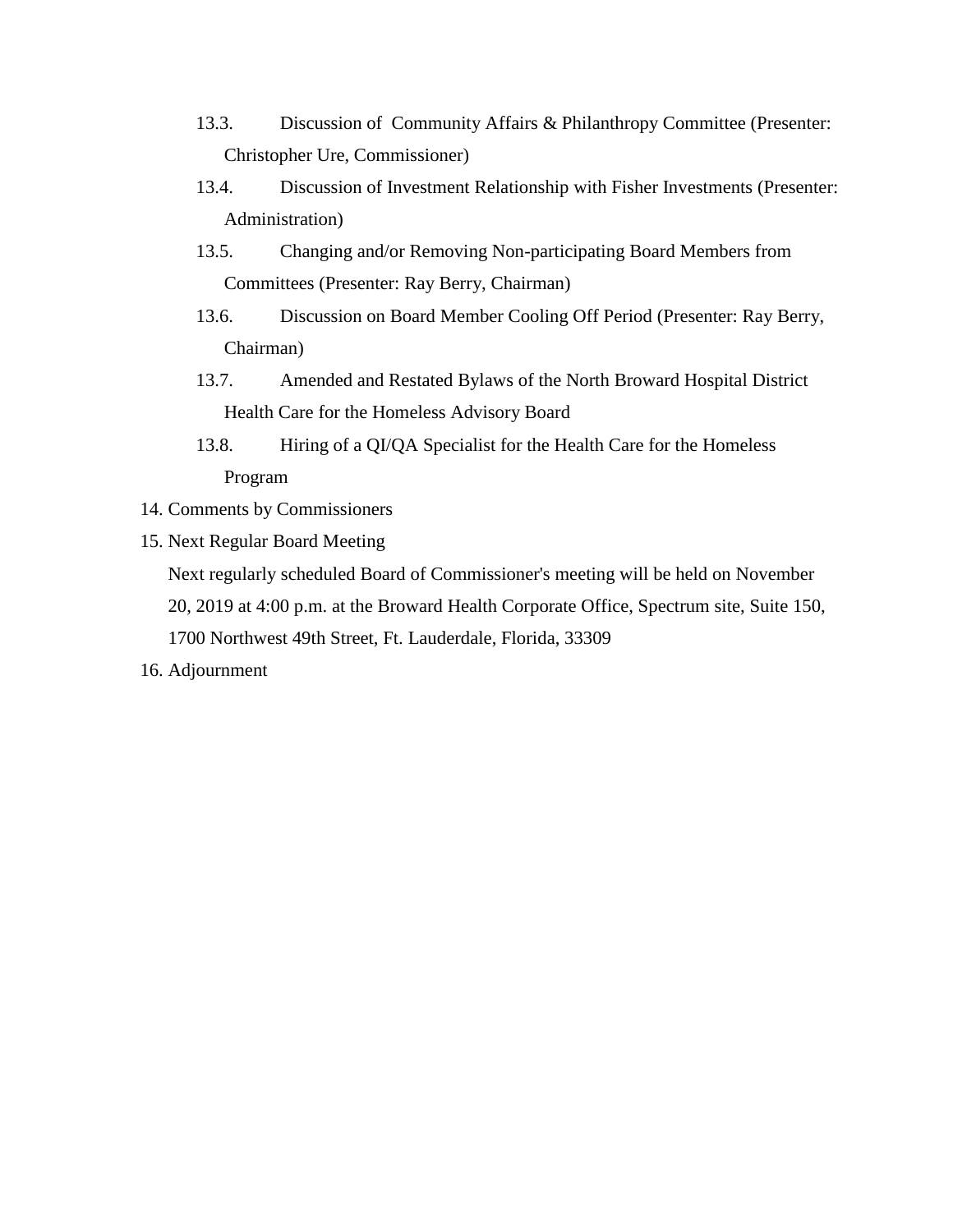- 13.3. Discussion of Community Affairs & Philanthropy Committee (Presenter: Christopher Ure, Commissioner)
  - 13.4. Discussion of Investment Relationship with Fisher Investments (Presenter: Administration)
  - 13.5. Changing and/or Removing Non-participating Board Members from Committees (Presenter: Ray Berry, Chairman)
  - 13.6. Discussion on Board Member Cooling Off Period (Presenter: Ray Berry, Chairman)
  - 13.7. Amended and Restated Bylaws of the North Broward Hospital District Health Care for the Homeless Advisory Board
  - 13.8. Hiring of a QI/QA Specialist for the Health Care for the Homeless Program

14. Comments by Commissioners
15. Next Regular Board Meeting

    Next regularly scheduled Board of Commissioner's meeting will be held on November 20, 2019 at 4:00 p.m. at the Broward Health Corporate Office, Spectrum site, Suite 150, 1700 Northwest 49th Street, Ft. Lauderdale, Florida, 33309

16. Adjournment